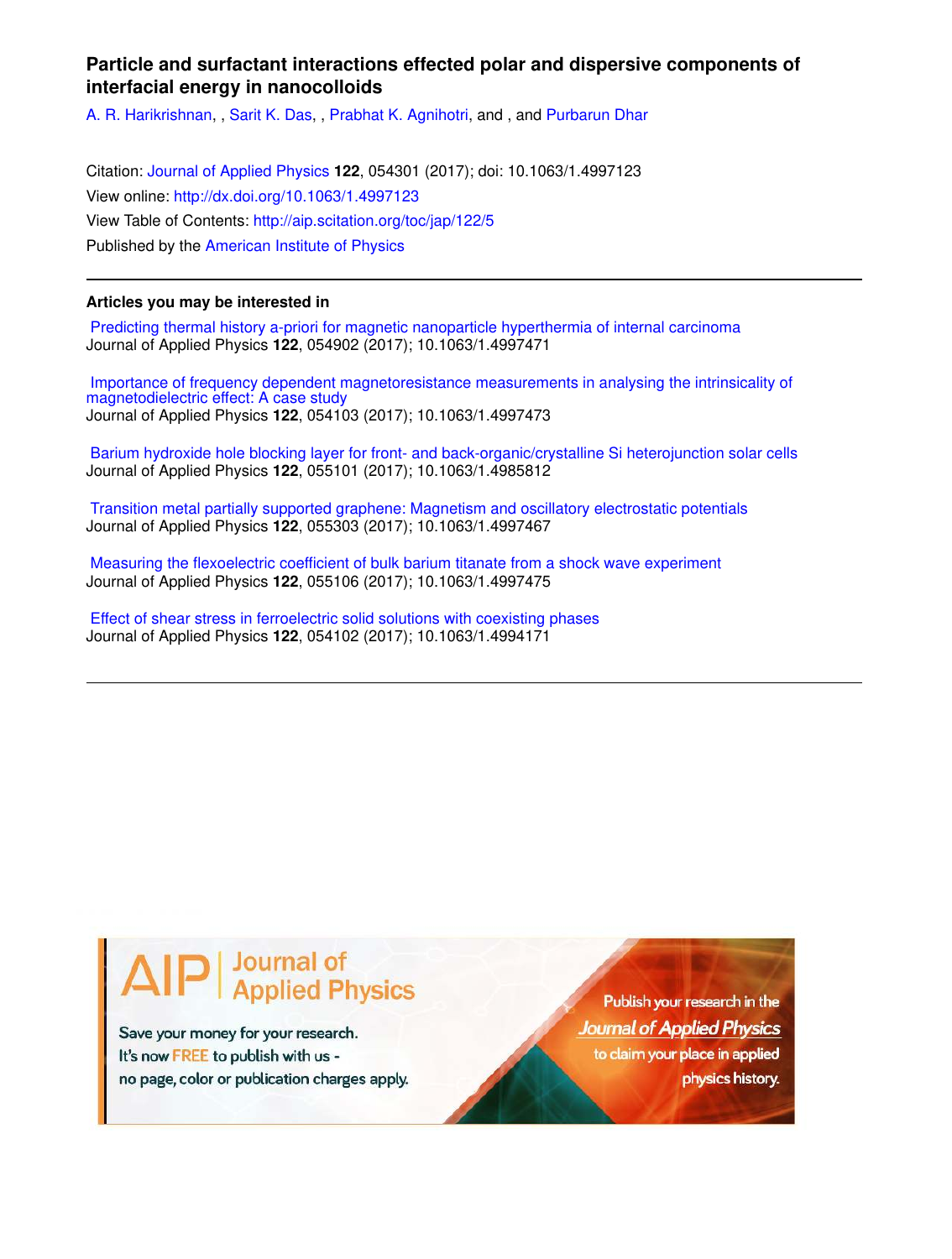# Particle and surfactant interactions effected polar and dispersive components of interfacial energy in nanocolloids

A. R. Harikrishnan, , Sarit K. Das, , Prabhat K. Agnihotri, and , and Purbarun Dhar

Citation: Journal of Applied Physics **122**, 054301 (2017); doi: 10.1063/1.4997123

View online: http://dx.doi.org/10.1063/1.4997123

View Table of Contents: http://aip.scitation.org/toc/jap/122/5

Published by the American Institute of Physics

## Articles you may be interested in

Predicting thermal history a-priori for magnetic nanoparticle hyperthermia of internal carcinoma
Journal of Applied Physics **122**, 054902 (2017); 10.1063/1.4997471

Importance of frequency dependent magnetoresistance measurements in analysing the intrinsicality of magnetodielectric effect: A case study
Journal of Applied Physics **122**, 054103 (2017); 10.1063/1.4997473

Barium hydroxide hole blocking layer for front- and back-organic/crystalline Si heterojunction solar cells
Journal of Applied Physics **122**, 055101 (2017); 10.1063/1.4985812

Transition metal partially supported graphene: Magnetism and oscillatory electrostatic potentials
Journal of Applied Physics **122**, 055303 (2017); 10.1063/1.4997467

Measuring the flexoelectric coefficient of bulk barium titanate from a shock wave experiment
Journal of Applied Physics **122**, 055106 (2017); 10.1063/1.4997475

Effect of shear stress in ferroelectric solid solutions with coexisting phases
Journal of Applied Physics **122**, 054102 (2017); 10.1063/1.4994171

AIP | Journal of Applied Physics

Save your money for your research.
It's now FREE to publish with us -
no page, color or publication charges apply.

Publish your research in the Journal of Applied Physics to claim your place in applied physics history.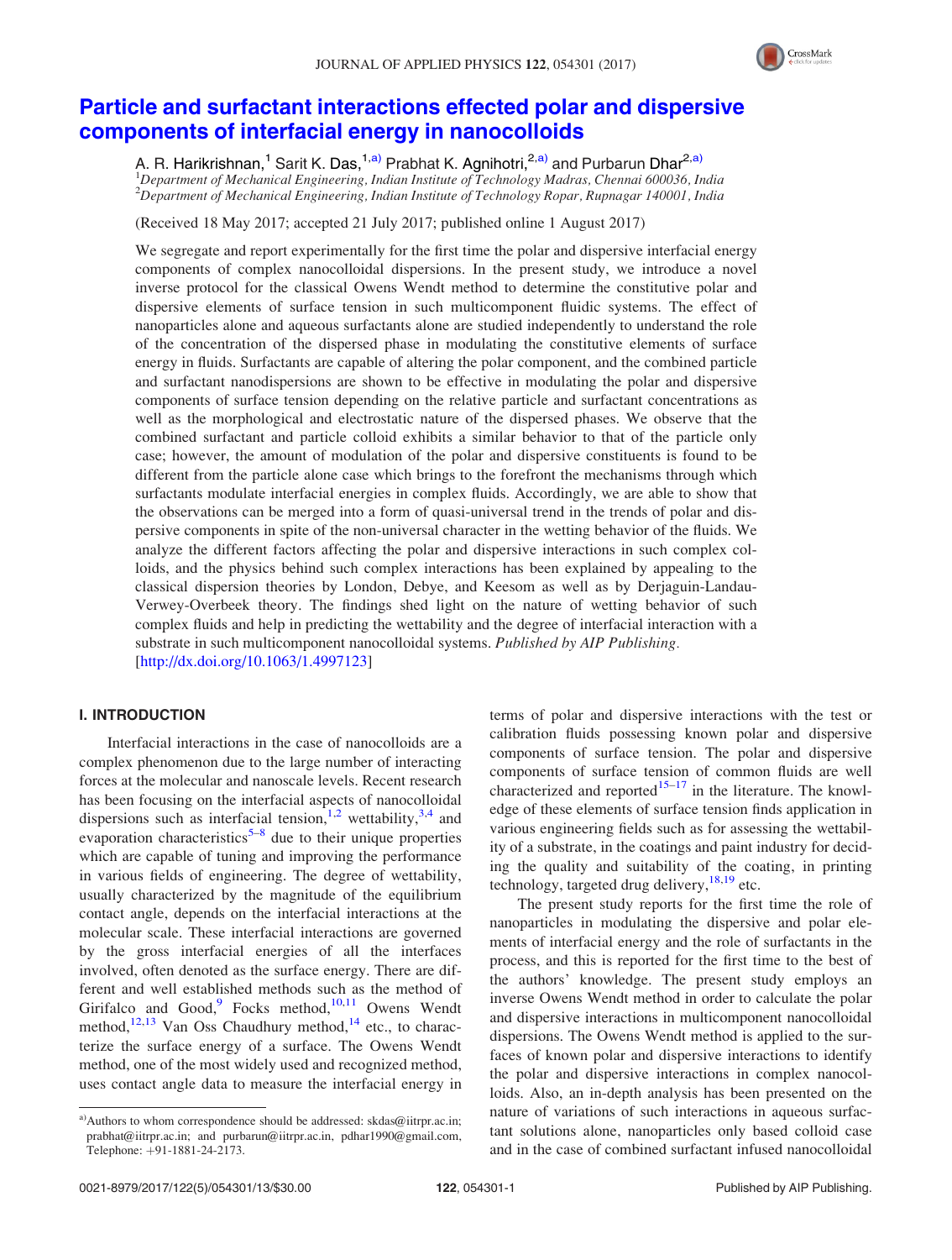# Particle and surfactant interactions effected polar and dispersive components of interfacial energy in nanocolloids

A. R. Harikrishnan,[1] Sarit K. Das,[1,a)] Prabhat K. Agnihotri,[2,a)] and Purbarun Dhar[2,a)]

[1]*Department of Mechanical Engineering, Indian Institute of Technology Madras, Chennai 600036, India*
[2]*Department of Mechanical Engineering, Indian Institute of Technology Ropar, Rupnagar 140001, India*

(Received 18 May 2017; accepted 21 July 2017; published online 1 August 2017)

We segregate and report experimentally for the first time the polar and dispersive interfacial energy components of complex nanocolloidal dispersions. In the present study, we introduce a novel inverse protocol for the classical Owens Wendt method to determine the constitutive polar and dispersive elements of surface tension in such multicomponent fluidic systems. The effect of nanoparticles alone and aqueous surfactants alone are studied independently to understand the role of the concentration of the dispersed phase in modulating the constitutive elements of surface energy in fluids. Surfactants are capable of altering the polar component, and the combined particle and surfactant nanodispersions are shown to be effective in modulating the polar and dispersive components of surface tension depending on the relative particle and surfactant concentrations as well as the morphological and electrostatic nature of the dispersed phases. We observe that the combined surfactant and particle colloid exhibits a similar behavior to that of the particle only case; however, the amount of modulation of the polar and dispersive constituents is found to be different from the particle alone case which brings to the forefront the mechanisms through which surfactants modulate interfacial energies in complex fluids. Accordingly, we are able to show that the observations can be merged into a form of quasi-universal trend in the trends of polar and dispersive components in spite of the non-universal character in the wetting behavior of the fluids. We analyze the different factors affecting the polar and dispersive interactions in such complex colloids, and the physics behind such complex interactions has been explained by appealing to the classical dispersion theories by London, Debye, and Keesom as well as by Derjaguin-Landau-Verwey-Overbeek theory. The findings shed light on the nature of wetting behavior of such complex fluids and help in predicting the wettability and the degree of interfacial interaction with a substrate in such multicomponent nanocolloidal systems. *Published by AIP Publishing.* [http://dx.doi.org/10.1063/1.4997123]

## I. INTRODUCTION

Interfacial interactions in the case of nanocolloids are a complex phenomenon due to the large number of interacting forces at the molecular and nanoscale levels. Recent research has been focusing on the interfacial aspects of nanocolloidal dispersions such as interfacial tension,[1,2] wettability,[3,4] and evaporation characteristics[5–8] due to their unique properties which are capable of tuning and improving the performance in various fields of engineering. The degree of wettability, usually characterized by the magnitude of the equilibrium contact angle, depends on the interfacial interactions at the molecular scale. These interfacial interactions are governed by the gross interfacial energies of all the interfaces involved, often denoted as the surface energy. There are different and well established methods such as the method of Girifalco and Good,[9] Focks method,[10,11] Owens Wendt method,[12,13] Van Oss Chaudhury method,[14] etc., to characterize the surface energy of a surface. The Owens Wendt method, one of the most widely used and recognized method, uses contact angle data to measure the interfacial energy in terms of polar and dispersive interactions with the test or calibration fluids possessing known polar and dispersive components of surface tension. The polar and dispersive components of surface tension of common fluids are well characterized and reported[15–17] in the literature. The knowledge of these elements of surface tension finds application in various engineering fields such as for assessing the wettability of a substrate, in the coatings and paint industry for deciding the quality and suitability of the coating, in printing technology, targeted drug delivery,[18,19] etc.

The present study reports for the first time the role of nanoparticles in modulating the dispersive and polar elements of interfacial energy and the role of surfactants in the process, and this is reported for the first time to the best of the authors' knowledge. The present study employs an inverse Owens Wendt method in order to calculate the polar and dispersive interactions in multicomponent nanocolloidal dispersions. The Owens Wendt method is applied to the surfaces of known polar and dispersive interactions to identify the polar and dispersive interactions in complex nanocolloids. Also, an in-depth analysis has been presented on the nature of variations of such interactions in aqueous surfactant solutions alone, nanoparticles only based colloid case and in the case of combined surfactant infused nanocolloidal

a)Authors to whom correspondence should be addressed: skdas@iitrpr.ac.in; prabhat@iitrpr.ac.in; and purbarun@iitrpr.ac.in, pdhar1990@gmail.com, Telephone: +91-1881-24-2173.

0021-8979/2017/122(5)/054301/13/$30.00 Published by AIP Publishing.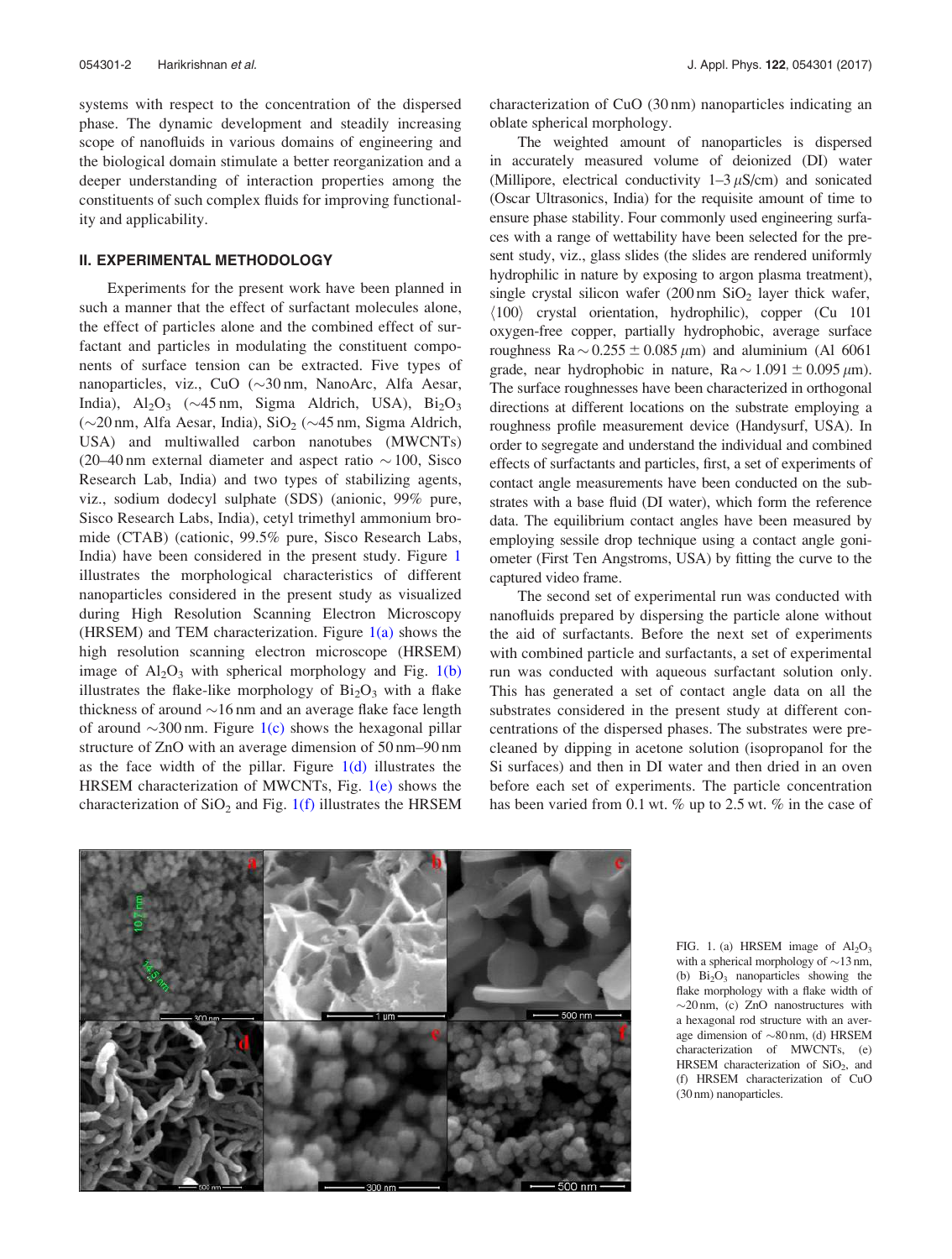systems with respect to the concentration of the dispersed phase. The dynamic development and steadily increasing scope of nanofluids in various domains of engineering and the biological domain stimulate a better reorganization and a deeper understanding of interaction properties among the constituents of such complex fluids for improving functionality and applicability.

## II. EXPERIMENTAL METHODOLOGY

Experiments for the present work have been planned in such a manner that the effect of surfactant molecules alone, the effect of particles alone and the combined effect of surfactant and particles in modulating the constituent components of surface tension can be extracted. Five types of nanoparticles, viz., CuO (∼30 nm, NanoArc, Alfa Aesar, India), $Al_2O_3$ (∼45 nm, Sigma Aldrich, USA), $Bi_2O_3$ (∼20 nm, Alfa Aesar, India), $SiO_2$ (∼45 nm, Sigma Aldrich, USA) and multiwalled carbon nanotubes (MWCNTs) (20–40 nm external diameter and aspect ratio ∼ 100, Sisco Research Lab, India) and two types of stabilizing agents, viz., sodium dodecyl sulphate (SDS) (anionic, 99% pure, Sisco Research Labs, India), cetyl trimethyl ammonium bromide (CTAB) (cationic, 99.5% pure, Sisco Research Labs, India) have been considered in the present study. Figure 1 illustrates the morphological characteristics of different nanoparticles considered in the present study as visualized during High Resolution Scanning Electron Microscopy (HRSEM) and TEM characterization. Figure 1(a) shows the high resolution scanning electron microscope (HRSEM) image of $Al_2O_3$ with spherical morphology and Fig. 1(b) illustrates the flake-like morphology of $Bi_2O_3$ with a flake thickness of around ∼16 nm and an average flake face length of around ∼300 nm. Figure 1(c) shows the hexagonal pillar structure of ZnO with an average dimension of 50 nm–90 nm as the face width of the pillar. Figure 1(d) illustrates the HRSEM characterization of MWCNTs, Fig. 1(e) shows the characterization of $SiO_2$ and Fig. 1(f) illustrates the HRSEM characterization of CuO (30 nm) nanoparticles indicating an oblate spherical morphology.

The weighted amount of nanoparticles is dispersed in accurately measured volume of deionized (DI) water (Millipore, electrical conductivity 1–3 $\mu$S/cm) and sonicated (Oscar Ultrasonics, India) for the requisite amount of time to ensure phase stability. Four commonly used engineering surfaces with a range of wettability have been selected for the present study, viz., glass slides (the slides are rendered uniformly hydrophilic in nature by exposing to argon plasma treatment), single crystal silicon wafer (200 nm $SiO_2$ layer thick wafer, ⟨100⟩ crystal orientation, hydrophilic), copper (Cu 101 oxygen-free copper, partially hydrophobic, average surface roughness Ra ∼ 0.255 ± 0.085 $\mu$m) and aluminium (Al 6061 grade, near hydrophobic in nature, Ra ∼ 1.091 ± 0.095 $\mu$m). The surface roughnesses have been characterized in orthogonal directions at different locations on the substrate employing a roughness profile measurement device (Handysurf, USA). In order to segregate and understand the individual and combined effects of surfactants and particles, first, a set of experiments of contact angle measurements have been conducted on the substrates with a base fluid (DI water), which form the reference data. The equilibrium contact angles have been measured by employing sessile drop technique using a contact angle goniometer (First Ten Angstroms, USA) by fitting the curve to the captured video frame.

The second set of experimental run was conducted with nanofluids prepared by dispersing the particle alone without the aid of surfactants. Before the next set of experiments with combined particle and surfactants, a set of experimental run was conducted with aqueous surfactant solution only. This has generated a set of contact angle data on all the substrates considered in the present study at different concentrations of the dispersed phases. The substrates were pre-cleaned by dipping in acetone solution (isopropanol for the Si surfaces) and then in DI water and then dried in an oven before each set of experiments. The particle concentration has been varied from 0.1 wt. % up to 2.5 wt. % in the case of

FIG. 1. (a) HRSEM image of $Al_2O_3$ with a spherical morphology of ∼13 nm, (b) $Bi_2O_3$ nanoparticles showing the flake morphology with a flake width of ∼20 nm, (c) ZnO nanostructures with a hexagonal rod structure with an average dimension of ∼80 nm, (d) HRSEM characterization of MWCNTs, (e) HRSEM characterization of $SiO_2$, and (f) HRSEM characterization of CuO (30 nm) nanoparticles.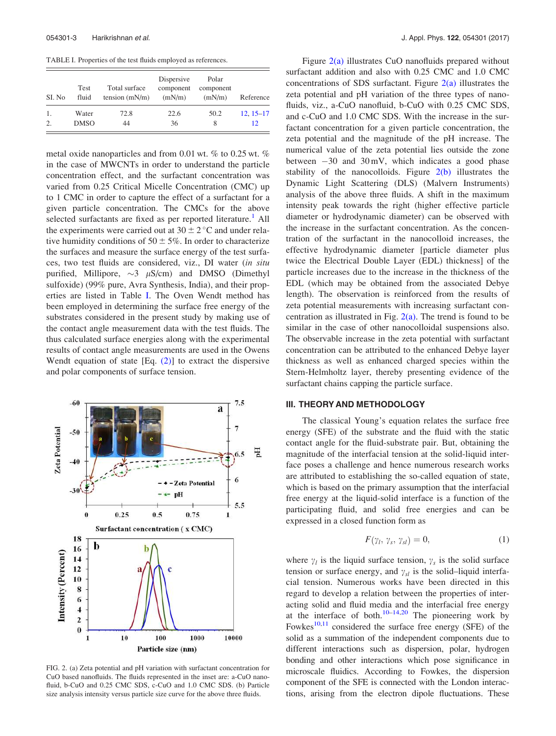TABLE I. Properties of the test fluids employed as references.

| Sl. No | Test fluid | Total surface tension (mN/m) | Dispersive component (mN/m) | Polar component (mN/m) | Reference |
|---|---|---|---|---|---|
| 1. | Water | 72.8 | 22.6 | 50.2 | 12, 15–17 |
| 2. | DMSO | 44 | 36 | 8 | 12 |

metal oxide nanoparticles and from 0.01 wt. % to 0.25 wt. % in the case of MWCNTs in order to understand the particle concentration effect, and the surfactant concentration was varied from 0.25 Critical Micelle Concentration (CMC) up to 1 CMC in order to capture the effect of a surfactant for a given particle concentration. The CMCs for the above selected surfactants are fixed as per reported literature.[1] All the experiments were carried out at $30 \pm 2\,^{\circ}$C and under relative humidity conditions of $50 \pm 5\%$. In order to characterize the surfaces and measure the surface energy of the test surfaces, two test fluids are considered, viz., DI water (*in situ* purified, Millipore, $\sim$3 $\mu$S/cm) and DMSO (Dimethyl sulfoxide) (99% pure, Avra Synthesis, India), and their properties are listed in Table I. The Oven Wendt method has been employed in determining the surface free energy of the substrates considered in the present study by making use of the contact angle measurement data with the test fluids. The thus calculated surface energies along with the experimental results of contact angle measurements are used in the Owens Wendt equation of state [Eq. (2)] to extract the dispersive and polar components of surface tension.

FIG. 2. (a) Zeta potential and pH variation with surfactant concentration for CuO based nanofluids. The fluids represented in the inset are: a-CuO nanofluid, b-CuO and 0.25 CMC SDS, c-CuO and 1.0 CMC SDS. (b) Particle size analysis intensity versus particle size curve for the above three fluids.

Figure 2(a) illustrates CuO nanofluids prepared without surfactant addition and also with 0.25 CMC and 1.0 CMC concentrations of SDS surfactant. Figure 2(a) illustrates the zeta potential and pH variation of the three types of nanofluids, viz., a-CuO nanofluid, b-CuO with 0.25 CMC SDS, and c-CuO and 1.0 CMC SDS. With the increase in the surfactant concentration for a given particle concentration, the zeta potential and the magnitude of the pH increase. The numerical value of the zeta potential lies outside the zone between $-30$ and 30 mV, which indicates a good phase stability of the nanocolloids. Figure 2(b) illustrates the Dynamic Light Scattering (DLS) (Malvern Instruments) analysis of the above three fluids. A shift in the maximum intensity peak towards the right (higher effective particle diameter or hydrodynamic diameter) can be observed with the increase in the surfactant concentration. As the concentration of the surfactant in the nanocolloid increases, the effective hydrodynamic diameter [particle diameter plus twice the Electrical Double Layer (EDL) thickness] of the particle increases due to the increase in the thickness of the EDL (which may be obtained from the associated Debye length). The observation is reinforced from the results of zeta potential measurements with increasing surfactant concentration as illustrated in Fig. 2(a). The trend is found to be similar in the case of other nanocolloidal suspensions also. The observable increase in the zeta potential with surfactant concentration can be attributed to the enhanced Debye layer thickness as well as enhanced charged species within the Stern-Helmholtz layer, thereby presenting evidence of the surfactant chains capping the particle surface.

## III. THEORY AND METHODOLOGY

The classical Young's equation relates the surface free energy (SFE) of the substrate and the fluid with the static contact angle for the fluid-substrate pair. But, obtaining the magnitude of the interfacial tension at the solid-liquid interface poses a challenge and hence numerous research works are attributed to establishing the so-called equation of state, which is based on the primary assumption that the interfacial free energy at the liquid-solid interface is a function of the participating fluid, and solid free energies and can be expressed in a closed function form as

$$F(\gamma_l, \gamma_s, \gamma_{sl}) = 0, \tag{1}$$

where $\gamma_l$ is the liquid surface tension, $\gamma_s$ is the solid surface tension or surface energy, and $\gamma_{sl}$ is the solid–liquid interfacial tension. Numerous works have been directed in this regard to develop a relation between the properties of interacting solid and fluid media and the interfacial free energy at the interface of both.[10–14,20] The pioneering work by Fowkes[10,11] considered the surface free energy (SFE) of the solid as a summation of the independent components due to different interactions such as dispersion, polar, hydrogen bonding and other interactions which pose significance in microscale fluidics. According to Fowkes, the dispersion component of the SFE is connected with the London interactions, arising from the electron dipole fluctuations. These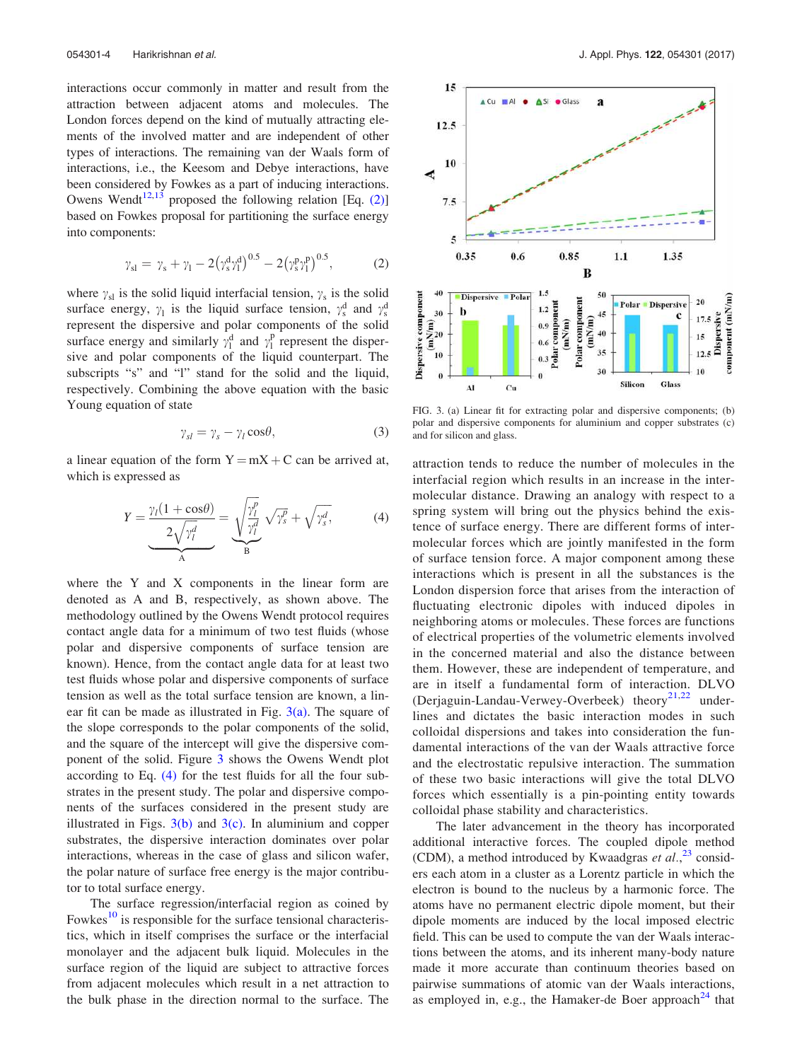interactions occur commonly in matter and result from the attraction between adjacent atoms and molecules. The London forces depend on the kind of mutually attracting elements of the involved matter and are independent of other types of interactions. The remaining van der Waals form of interactions, i.e., the Keesom and Debye interactions, have been considered by Fowkes as a part of inducing interactions. Owens Wendt[12,13] proposed the following relation [Eq. (2)] based on Fowkes proposal for partitioning the surface energy into components:

$$\gamma_{sl} = \gamma_s + \gamma_l - 2\left(\gamma_s^d \gamma_l^d\right)^{0.5} - 2\left(\gamma_s^p \gamma_l^p\right)^{0.5}, \quad (2)$$

where $\gamma_{sl}$ is the solid liquid interfacial tension, $\gamma_s$ is the solid surface energy, $\gamma_l$ is the liquid surface tension, $\gamma_s^d$ and $\gamma_s^d$ represent the dispersive and polar components of the solid surface energy and similarly $\gamma_l^d$ and $\gamma_l^p$ represent the dispersive and polar components of the liquid counterpart. The subscripts "s" and "l" stand for the solid and the liquid, respectively. Combining the above equation with the basic Young equation of state

$$\gamma_{sl} = \gamma_s - \gamma_l \cos\theta, \quad (3)$$

a linear equation of the form $Y = mX + C$ can be arrived at, which is expressed as

$$Y = \underbrace{\frac{\gamma_l(1+\cos\theta)}{2\sqrt{\gamma_l^d}}}_{A} = \underbrace{\sqrt{\frac{\gamma_l^p}{\gamma_l^d}}}_{B}\sqrt{\gamma_s^p} + \sqrt{\gamma_s^d}, \quad (4)$$

where the Y and X components in the linear form are denoted as A and B, respectively, as shown above. The methodology outlined by the Owens Wendt protocol requires contact angle data for a minimum of two test fluids (whose polar and dispersive components of surface tension are known). Hence, from the contact angle data for at least two test fluids whose polar and dispersive components of surface tension as well as the total surface tension are known, a linear fit can be made as illustrated in Fig. 3(a). The square of the slope corresponds to the polar components of the solid, and the square of the intercept will give the dispersive component of the solid. Figure 3 shows the Owens Wendt plot according to Eq. (4) for the test fluids for all the four substrates in the present study. The polar and dispersive components of the surfaces considered in the present study are illustrated in Figs. 3(b) and 3(c). In aluminium and copper substrates, the dispersive interaction dominates over polar interactions, whereas in the case of glass and silicon wafer, the polar nature of surface free energy is the major contributor to total surface energy.

The surface regression/interfacial region as coined by Fowkes[10] is responsible for the surface tensional characteristics, which in itself comprises the surface or the interfacial monolayer and the adjacent bulk liquid. Molecules in the surface region of the liquid are subject to attractive forces from adjacent molecules which result in a net attraction to the bulk phase in the direction normal to the surface. The attraction tends to reduce the number of molecules in the interfacial region which results in an increase in the intermolecular distance. Drawing an analogy with respect to a spring system will bring out the physics behind the existence of surface energy. There are different forms of intermolecular forces which are jointly manifested in the form of surface tension force. A major component among these interactions which is present in all the substances is the London dispersion force that arises from the interaction of fluctuating electronic dipoles with induced dipoles in neighboring atoms or molecules. These forces are functions of electrical properties of the volumetric elements involved in the concerned material and also the distance between them. However, these are independent of temperature, and are in itself a fundamental form of interaction. DLVO (Derjaguin-Landau-Verwey-Overbeek) theory[21,22] underlines and dictates the basic interaction modes in such colloidal dispersions and takes into consideration the fundamental interactions of the van der Waals attractive force and the electrostatic repulsive interaction. The summation of these two basic interactions will give the total DLVO forces which essentially is a pin-pointing entity towards colloidal phase stability and characteristics.

The later advancement in the theory has incorporated additional interactive forces. The coupled dipole method (CDM), a method introduced by Kwaadgras *et al.*,[23] considers each atom in a cluster as a Lorentz particle in which the electron is bound to the nucleus by a harmonic force. The atoms have no permanent electric dipole moment, but their dipole moments are induced by the local imposed electric field. This can be used to compute the van der Waals interactions between the atoms, and its inherent many-body nature made it more accurate than continuum theories based on pairwise summations of atomic van der Waals interactions, as employed in, e.g., the Hamaker-de Boer approach[24] that

Cu Al Si Glass
a
A
B
15
12.5
10
7.5
5
0.35 0.6 0.85 1.1 1.35

b
Dispersive Polar
Dispersive component (mN/m)
Polar component (mN/m)
Al Cu

c
Polar Dispersive
Polar component (mN/m)
Dispersive component (mN/m)
Silicon Glass

FIG. 3. (a) Linear fit for extracting polar and dispersive components; (b) polar and dispersive components for aluminium and copper substrates (c) and for silicon and glass.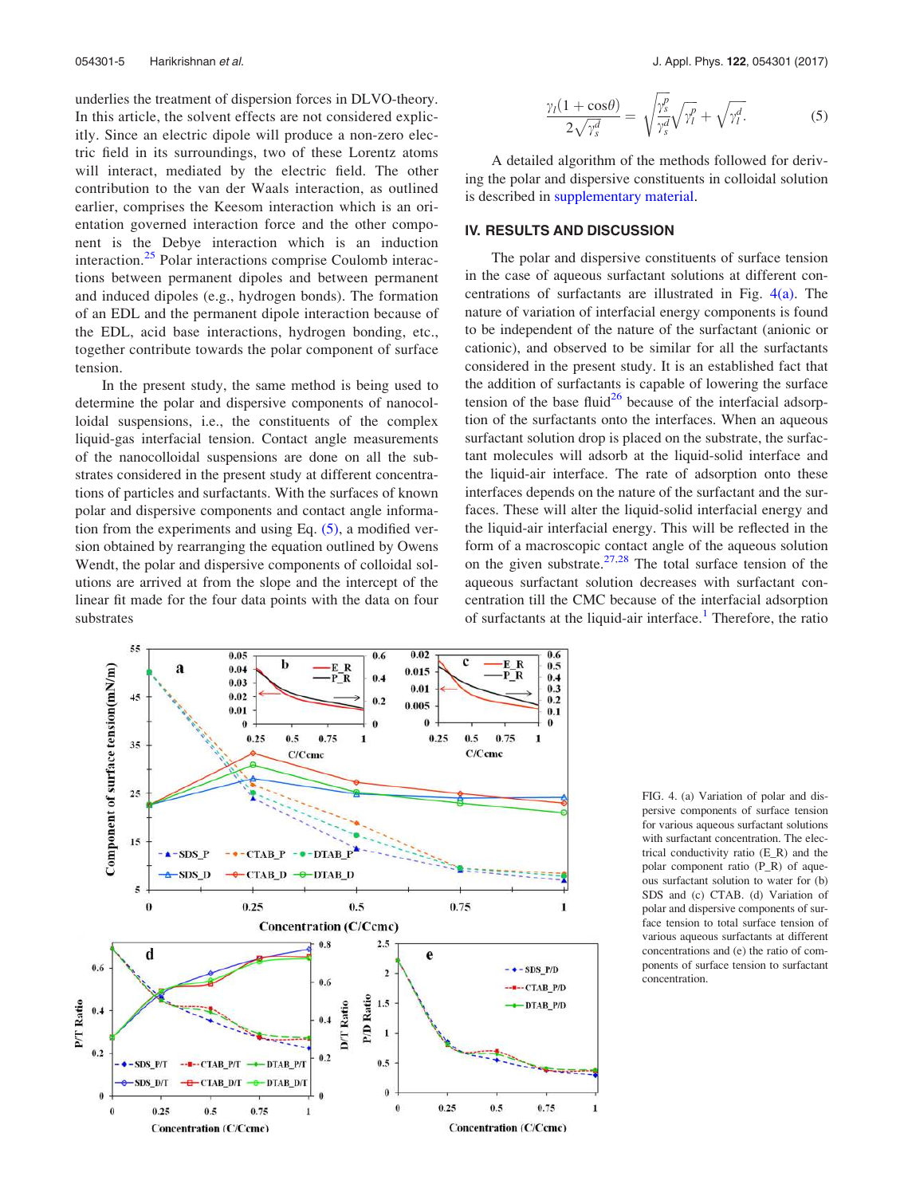underlies the treatment of dispersion forces in DLVO-theory. In this article, the solvent effects are not considered explicitly. Since an electric dipole will produce a non-zero electric field in its surroundings, two of these Lorentz atoms will interact, mediated by the electric field. The other contribution to the van der Waals interaction, as outlined earlier, comprises the Keesom interaction which is an orientation governed interaction force and the other component is the Debye interaction which is an induction interaction.[25] Polar interactions comprise Coulomb interactions between permanent dipoles and between permanent and induced dipoles (e.g., hydrogen bonds). The formation of an EDL and the permanent dipole interaction because of the EDL, acid base interactions, hydrogen bonding, etc., together contribute towards the polar component of surface tension.

In the present study, the same method is being used to determine the polar and dispersive components of nanocolloidal suspensions, i.e., the constituents of the complex liquid-gas interfacial tension. Contact angle measurements of the nanocolloidal suspensions are done on all the substrates considered in the present study at different concentrations of particles and surfactants. With the surfaces of known polar and dispersive components and contact angle information from the experiments and using Eq. (5), a modified version obtained by rearranging the equation outlined by Owens Wendt, the polar and dispersive components of colloidal solutions are arrived at from the slope and the intercept of the linear fit made for the four data points with the data on four substrates

$$\frac{\gamma_l(1+\cos\theta)}{2\sqrt{\gamma_s^d}} = \sqrt{\frac{\gamma_s^p}{\gamma_s^d}}\sqrt{\gamma_l^p} + \sqrt{\gamma_l^d}. \tag{5}$$

A detailed algorithm of the methods followed for deriving the polar and dispersive constituents in colloidal solution is described in supplementary material.

## IV. RESULTS AND DISCUSSION

The polar and dispersive constituents of surface tension in the case of aqueous surfactant solutions at different concentrations of surfactants are illustrated in Fig. 4(a). The nature of variation of interfacial energy components is found to be independent of the nature of the surfactant (anionic or cationic), and observed to be similar for all the surfactants considered in the present study. It is an established fact that the addition of surfactants is capable of lowering the surface tension of the base fluid[26] because of the interfacial adsorption of the surfactants onto the interfaces. When an aqueous surfactant solution drop is placed on the substrate, the surfactant molecules will adsorb at the liquid-solid interface and the liquid-air interface. The rate of adsorption onto these interfaces depends on the nature of the surfactant and the surfaces. These will alter the liquid-solid interfacial energy and the liquid-air interfacial energy. This will be reflected in the form of a macroscopic contact angle of the aqueous solution on the given substrate.[27,28] The total surface tension of the aqueous surfactant solution decreases with surfactant concentration till the CMC because of the interfacial adsorption of surfactants at the liquid-air interface.[1] Therefore, the ratio

FIG. 4. (a) Variation of polar and dispersive components of surface tension for various aqueous surfactant solutions with surfactant concentration. The electrical conductivity ratio (E_R) and the polar component ratio (P_R) of aqueous surfactant solution to water for (b) SDS and (c) CTAB. (d) Variation of polar and dispersive components of surface tension to total surface tension of various aqueous surfactants at different concentrations and (e) the ratio of components of surface tension to surfactant concentration.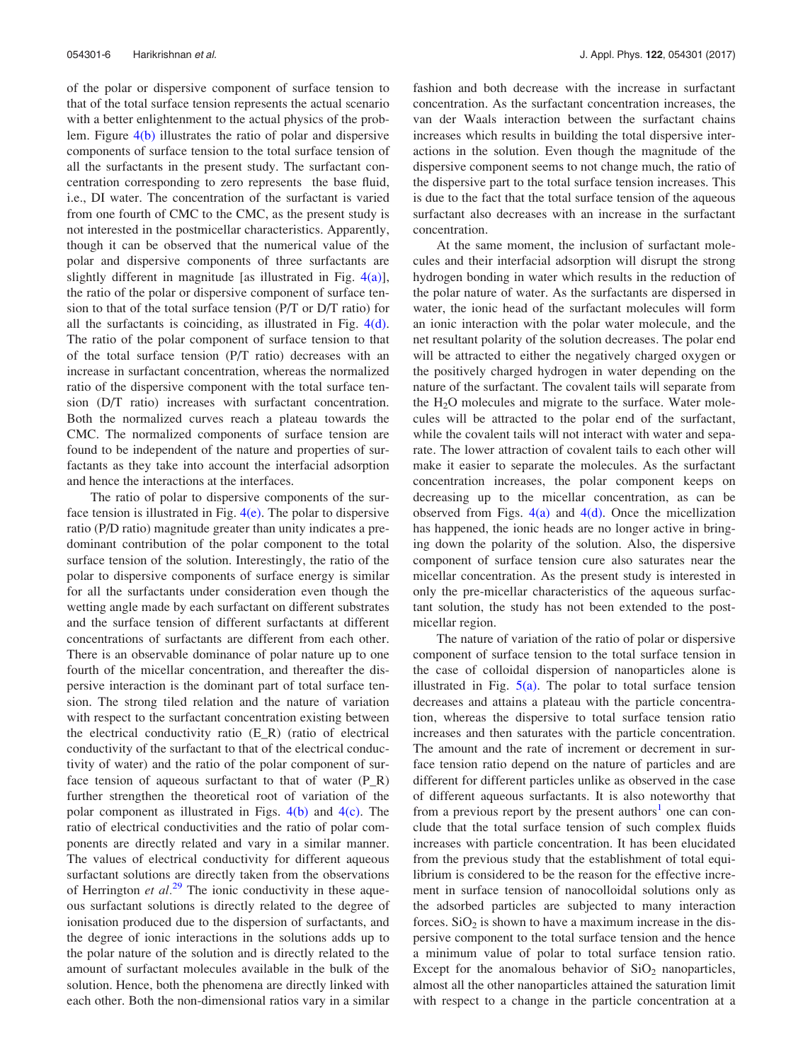of the polar or dispersive component of surface tension to that of the total surface tension represents the actual scenario with a better enlightenment to the actual physics of the problem. Figure 4(b) illustrates the ratio of polar and dispersive components of surface tension to the total surface tension of all the surfactants in the present study. The surfactant concentration corresponding to zero represents the base fluid, i.e., DI water. The concentration of the surfactant is varied from one fourth of CMC to the CMC, as the present study is not interested in the postmicellar characteristics. Apparently, though it can be observed that the numerical value of the polar and dispersive components of three surfactants are slightly different in magnitude [as illustrated in Fig. 4(a)], the ratio of the polar or dispersive component of surface tension to that of the total surface tension (P/T or D/T ratio) for all the surfactants is coinciding, as illustrated in Fig. 4(d). The ratio of the polar component of surface tension to that of the total surface tension (P/T ratio) decreases with an increase in surfactant concentration, whereas the normalized ratio of the dispersive component with the total surface tension (D/T ratio) increases with surfactant concentration. Both the normalized curves reach a plateau towards the CMC. The normalized components of surface tension are found to be independent of the nature and properties of surfactants as they take into account the interfacial adsorption and hence the interactions at the interfaces.

The ratio of polar to dispersive components of the surface tension is illustrated in Fig. 4(e). The polar to dispersive ratio (P/D ratio) magnitude greater than unity indicates a predominant contribution of the polar component to the total surface tension of the solution. Interestingly, the ratio of the polar to dispersive components of surface energy is similar for all the surfactants under consideration even though the wetting angle made by each surfactant on different substrates and the surface tension of different surfactants at different concentrations of surfactants are different from each other. There is an observable dominance of polar nature up to one fourth of the micellar concentration, and thereafter the dispersive interaction is the dominant part of total surface tension. The strong tiled relation and the nature of variation with respect to the surfactant concentration existing between the electrical conductivity ratio (E_R) (ratio of electrical conductivity of the surfactant to that of the electrical conductivity of water) and the ratio of the polar component of surface tension of aqueous surfactant to that of water (P_R) further strengthen the theoretical root of variation of the polar component as illustrated in Figs. 4(b) and 4(c). The ratio of electrical conductivities and the ratio of polar components are directly related and vary in a similar manner. The values of electrical conductivity for different aqueous surfactant solutions are directly taken from the observations of Herrington *et al.*[29] The ionic conductivity in these aqueous surfactant solutions is directly related to the degree of ionisation produced due to the dispersion of surfactants, and the degree of ionic interactions in the solutions adds up to the polar nature of the solution and is directly related to the amount of surfactant molecules available in the bulk of the solution. Hence, both the phenomena are directly linked with each other. Both the non-dimensional ratios vary in a similar fashion and both decrease with the increase in surfactant concentration. As the surfactant concentration increases, the van der Waals interaction between the surfactant chains increases which results in building the total dispersive interactions in the solution. Even though the magnitude of the dispersive component seems to not change much, the ratio of the dispersive part to the total surface tension increases. This is due to the fact that the total surface tension of the aqueous surfactant also decreases with an increase in the surfactant concentration.

At the same moment, the inclusion of surfactant molecules and their interfacial adsorption will disrupt the strong hydrogen bonding in water which results in the reduction of the polar nature of water. As the surfactants are dispersed in water, the ionic head of the surfactant molecules will form an ionic interaction with the polar water molecule, and the net resultant polarity of the solution decreases. The polar end will be attracted to either the negatively charged oxygen or the positively charged hydrogen in water depending on the nature of the surfactant. The covalent tails will separate from the $H_2O$ molecules and migrate to the surface. Water molecules will be attracted to the polar end of the surfactant, while the covalent tails will not interact with water and separate. The lower attraction of covalent tails to each other will make it easier to separate the molecules. As the surfactant concentration increases, the polar component keeps on decreasing up to the micellar concentration, as can be observed from Figs. 4(a) and 4(d). Once the micellization has happened, the ionic heads are no longer active in bringing down the polarity of the solution. Also, the dispersive component of surface tension cure also saturates near the micellar concentration. As the present study is interested in only the pre-micellar characteristics of the aqueous surfactant solution, the study has not been extended to the post-micellar region.

The nature of variation of the ratio of polar or dispersive component of surface tension to the total surface tension in the case of colloidal dispersion of nanoparticles alone is illustrated in Fig. 5(a). The polar to total surface tension decreases and attains a plateau with the particle concentration, whereas the dispersive to total surface tension ratio increases and then saturates with the particle concentration. The amount and the rate of increment or decrement in surface tension ratio depend on the nature of particles and are different for different particles unlike as observed in the case of different aqueous surfactants. It is also noteworthy that from a previous report by the present authors[1] one can conclude that the total surface tension of such complex fluids increases with particle concentration. It has been elucidated from the previous study that the establishment of total equilibrium is considered to be the reason for the effective increment in surface tension of nanocolloidal solutions only as the adsorbed particles are subjected to many interaction forces. $SiO_2$ is shown to have a maximum increase in the dispersive component to the total surface tension and the hence a minimum value of polar to total surface tension ratio. Except for the anomalous behavior of $SiO_2$ nanoparticles, almost all the other nanoparticles attained the saturation limit with respect to a change in the particle concentration at a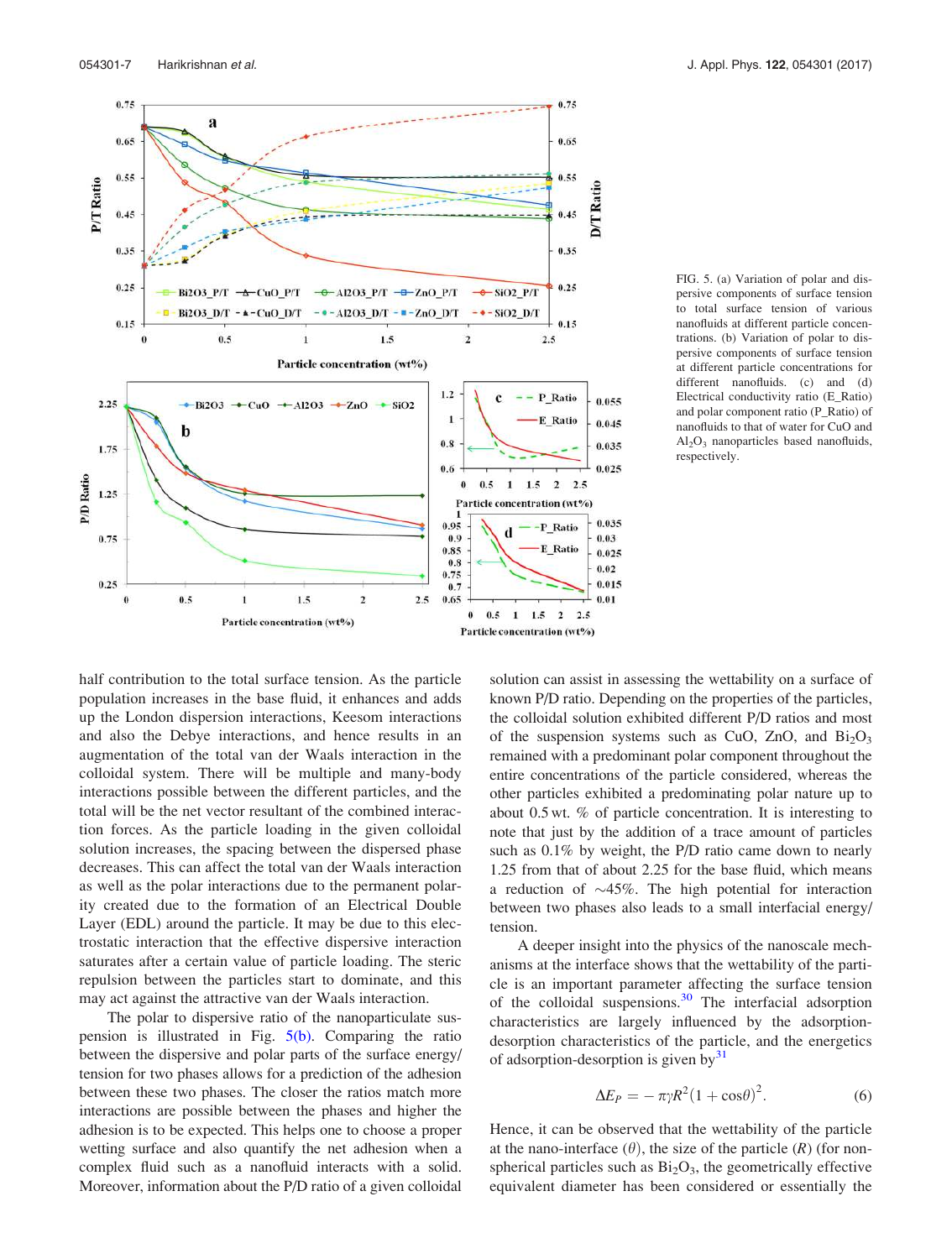FIG. 5. (a) Variation of polar and dispersive components of surface tension to total surface tension of various nanofluids at different particle concentrations. (b) Variation of polar to dispersive components of surface tension at different particle concentrations for different nanofluids. (c) and (d) Electrical conductivity ratio (E_Ratio) and polar component ratio (P_Ratio) of nanofluids to that of water for CuO and $Al_2O_3$ nanoparticles based nanofluids, respectively.

half contribution to the total surface tension. As the particle population increases in the base fluid, it enhances and adds up the London dispersion interactions, Keesom interactions and also the Debye interactions, and hence results in an augmentation of the total van der Waals interaction in the colloidal system. There will be multiple and many-body interactions possible between the different particles, and the total will be the net vector resultant of the combined interaction forces. As the particle loading in the given colloidal solution increases, the spacing between the dispersed phase decreases. This can affect the total van der Waals interaction as well as the polar interactions due to the permanent polarity created due to the formation of an Electrical Double Layer (EDL) around the particle. It may be due to this electrostatic interaction that the effective dispersive interaction saturates after a certain value of particle loading. The steric repulsion between the particles start to dominate, and this may act against the attractive van der Waals interaction.

The polar to dispersive ratio of the nanoparticulate suspension is illustrated in Fig. 5(b). Comparing the ratio between the dispersive and polar parts of the surface energy/tension for two phases allows for a prediction of the adhesion between these two phases. The closer the ratios match more interactions are possible between the phases and higher the adhesion is to be expected. This helps one to choose a proper wetting surface and also quantify the net adhesion when a complex fluid such as a nanofluid interacts with a solid. Moreover, information about the P/D ratio of a given colloidal solution can assist in assessing the wettability on a surface of known P/D ratio. Depending on the properties of the particles, the colloidal solution exhibited different P/D ratios and most of the suspension systems such as CuO, ZnO, and $Bi_2O_3$ remained with a predominant polar component throughout the entire concentrations of the particle considered, whereas the other particles exhibited a predominating polar nature up to about 0.5 wt. % of particle concentration. It is interesting to note that just by the addition of a trace amount of particles such as 0.1% by weight, the P/D ratio came down to nearly 1.25 from that of about 2.25 for the base fluid, which means a reduction of ~45%. The high potential for interaction between two phases also leads to a small interfacial energy/tension.

A deeper insight into the physics of the nanoscale mechanisms at the interface shows that the wettability of the particle is an important parameter affecting the surface tension of the colloidal suspensions.[30] The interfacial adsorption characteristics are largely influenced by the adsorption-desorption characteristics of the particle, and the energetics of adsorption-desorption is given by[31]

$$\Delta E_P = -\pi\gamma R^2(1+\cos\theta)^2. \quad (6)$$

Hence, it can be observed that the wettability of the particle at the nano-interface ($\theta$), the size of the particle ($R$) (for non-spherical particles such as $Bi_2O_3$, the geometrically effective equivalent diameter has been considered or essentially the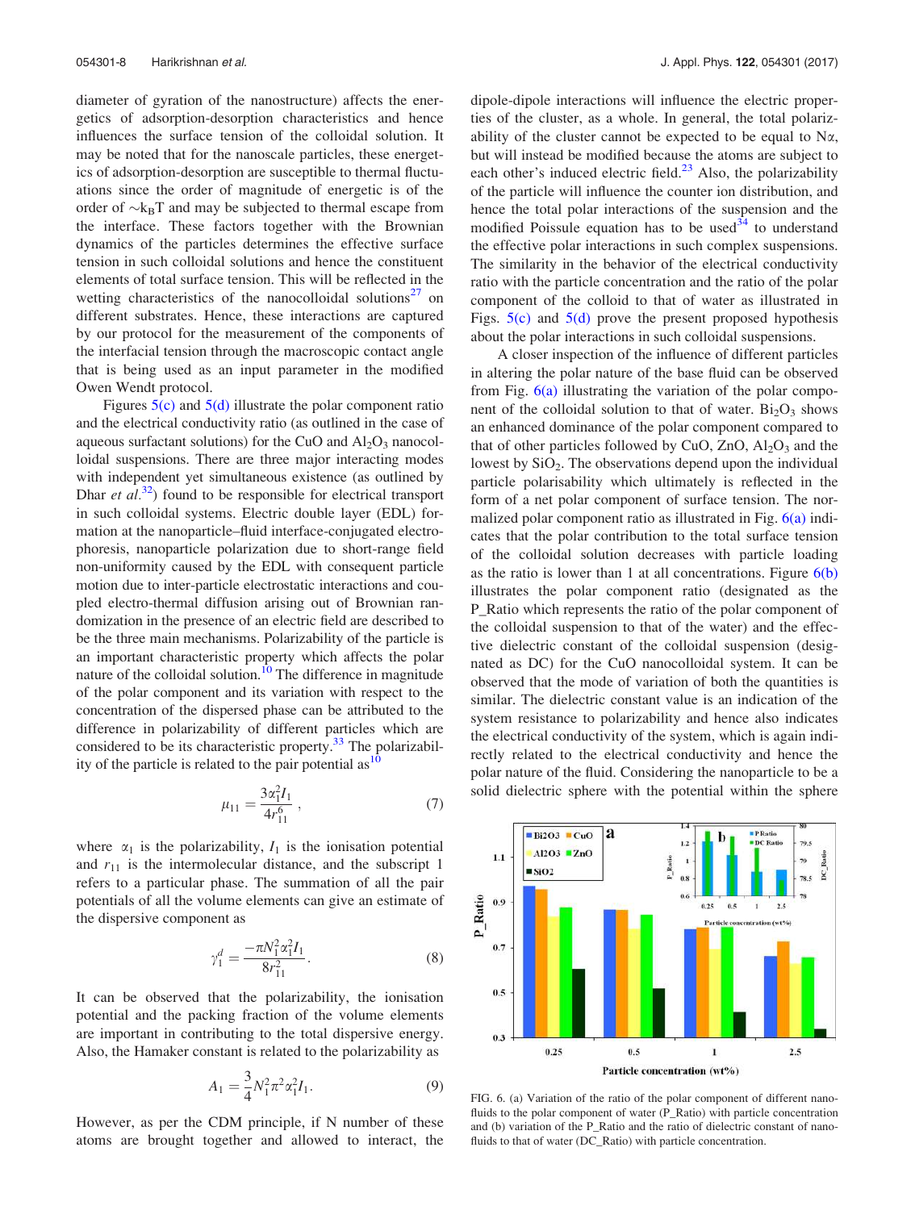diameter of gyration of the nanostructure) affects the energetics of adsorption-desorption characteristics and hence influences the surface tension of the colloidal solution. It may be noted that for the nanoscale particles, these energetics of adsorption-desorption are susceptible to thermal fluctuations since the order of magnitude of energetic is of the order of $\sim k_BT$ and may be subjected to thermal escape from the interface. These factors together with the Brownian dynamics of the particles determines the effective surface tension in such colloidal solutions and hence the constituent elements of total surface tension. This will be reflected in the wetting characteristics of the nanocolloidal solutions[27] on different substrates. Hence, these interactions are captured by our protocol for the measurement of the components of the interfacial tension through the macroscopic contact angle that is being used as an input parameter in the modified Owen Wendt protocol.

Figures 5(c) and 5(d) illustrate the polar component ratio and the electrical conductivity ratio (as outlined in the case of aqueous surfactant solutions) for the CuO and $Al_2O_3$ nanocolloidal suspensions. There are three major interacting modes with independent yet simultaneous existence (as outlined by Dhar *et al.*[32]) found to be responsible for electrical transport in such colloidal systems. Electric double layer (EDL) formation at the nanoparticle–fluid interface-conjugated electrophoresis, nanoparticle polarization due to short-range field non-uniformity caused by the EDL with consequent particle motion due to inter-particle electrostatic interactions and coupled electro-thermal diffusion arising out of Brownian randomization in the presence of an electric field are described to be the three main mechanisms. Polarizability of the particle is an important characteristic property which affects the polar nature of the colloidal solution.[10] The difference in magnitude of the polar component and its variation with respect to the concentration of the dispersed phase can be attributed to the difference in polarizability of different particles which are considered to be its characteristic property.[33] The polarizability of the particle is related to the pair potential as[10]

$$\mu_{11} = \frac{3\alpha_1^2 I_1}{4r_{11}^6}, \tag{7}$$

where $\alpha_1$ is the polarizability, $I_1$ is the ionisation potential and $r_{11}$ is the intermolecular distance, and the subscript 1 refers to a particular phase. The summation of all the pair potentials of all the volume elements can give an estimate of the dispersive component as

$$\gamma_1^d = \frac{-\pi N_1^2 \alpha_1^2 I_1}{8r_{11}^2}. \tag{8}$$

It can be observed that the polarizability, the ionisation potential and the packing fraction of the volume elements are important in contributing to the total dispersive energy. Also, the Hamaker constant is related to the polarizability as

$$A_1 = \frac{3}{4} N_1^2 \pi^2 \alpha_1^2 I_1. \tag{9}$$

However, as per the CDM principle, if N number of these atoms are brought together and allowed to interact, the dipole-dipole interactions will influence the electric properties of the cluster, as a whole. In general, the total polarizability of the cluster cannot be expected to be equal to N$\alpha$, but will instead be modified because the atoms are subject to each other's induced electric field.[23] Also, the polarizability of the particle will influence the counter ion distribution, and hence the total polar interactions of the suspension and the modified Poissule equation has to be used[34] to understand the effective polar interactions in such complex suspensions. The similarity in the behavior of the electrical conductivity ratio with the particle concentration and the ratio of the polar component of the colloid to that of water as illustrated in Figs. 5(c) and 5(d) prove the present proposed hypothesis about the polar interactions in such colloidal suspensions.

A closer inspection of the influence of different particles in altering the polar nature of the base fluid can be observed from Fig. 6(a) illustrating the variation of the polar component of the colloidal solution to that of water. $Bi_2O_3$ shows an enhanced dominance of the polar component compared to that of other particles followed by CuO, ZnO, $Al_2O_3$ and the lowest by $SiO_2$. The observations depend upon the individual particle polarisability which ultimately is reflected in the form of a net polar component of surface tension. The normalized polar component ratio as illustrated in Fig. 6(a) indicates that the polar contribution to the total surface tension of the colloidal solution decreases with particle loading as the ratio is lower than 1 at all concentrations. Figure 6(b) illustrates the polar component ratio (designated as the P_Ratio which represents the ratio of the polar component of the colloidal suspension to that of the water) and the effective dielectric constant of the colloidal suspension (designated as DC) for the CuO nanocolloidal system. It can be observed that the mode of variation of both the quantities is similar. The dielectric constant value is an indication of the system resistance to polarizability and hence also indicates the electrical conductivity of the system, which is again indirectly related to the electrical conductivity and hence the polar nature of the fluid. Considering the nanoparticle to be a solid dielectric sphere with the potential within the sphere

FIG. 6. (a) Variation of the ratio of the polar component of different nanofluids to the polar component of water (P_Ratio) with particle concentration and (b) variation of the P_Ratio and the ratio of dielectric constant of nanofluids to that of water (DC_Ratio) with particle concentration.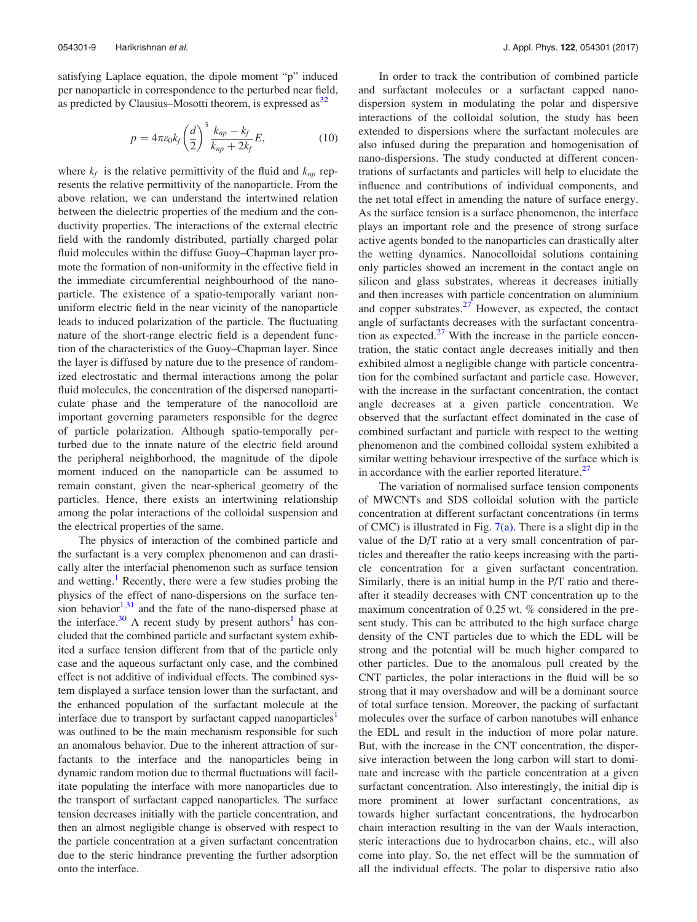satisfying Laplace equation, the dipole moment "p" induced per nanoparticle in correspondence to the perturbed near field, as predicted by Clausius–Mosotti theorem, is expressed as[32]

$$p = 4\pi\varepsilon_0 k_f \left(\frac{d}{2}\right)^3 \frac{k_{np} - k_f}{k_{np} + 2k_f} E, \tag{10}$$

where $k_f$ is the relative permittivity of the fluid and $k_{np}$ represents the relative permittivity of the nanoparticle. From the above relation, we can understand the intertwined relation between the dielectric properties of the medium and the conductivity properties. The interactions of the external electric field with the randomly distributed, partially charged polar fluid molecules within the diffuse Guoy–Chapman layer promote the formation of non-uniformity in the effective field in the immediate circumferential neighbourhood of the nanoparticle. The existence of a spatio-temporally variant non-uniform electric field in the near vicinity of the nanoparticle leads to induced polarization of the particle. The fluctuating nature of the short-range electric field is a dependent function of the characteristics of the Guoy–Chapman layer. Since the layer is diffused by nature due to the presence of randomized electrostatic and thermal interactions among the polar fluid molecules, the concentration of the dispersed nanoparticulate phase and the temperature of the nanocolloid are important governing parameters responsible for the degree of particle polarization. Although spatio-temporally perturbed due to the innate nature of the electric field around the peripheral neighborhood, the magnitude of the dipole moment induced on the nanoparticle can be assumed to remain constant, given the near-spherical geometry of the particles. Hence, there exists an intertwining relationship among the polar interactions of the colloidal suspension and the electrical properties of the same.

The physics of interaction of the combined particle and the surfactant is a very complex phenomenon and can drastically alter the interfacial phenomenon such as surface tension and wetting.[1] Recently, there were a few studies probing the physics of the effect of nano-dispersions on the surface tension behavior[1,31] and the fate of the nano-dispersed phase at the interface.[30] A recent study by present authors[1] has concluded that the combined particle and surfactant system exhibited a surface tension different from that of the particle only case and the aqueous surfactant only case, and the combined effect is not additive of individual effects. The combined system displayed a surface tension lower than the surfactant, and the enhanced population of the surfactant molecule at the interface due to transport by surfactant capped nanoparticles[1] was outlined to be the main mechanism responsible for such an anomalous behavior. Due to the inherent attraction of surfactants to the interface and the nanoparticles being in dynamic random motion due to thermal fluctuations will facilitate populating the interface with more nanoparticles due to the transport of surfactant capped nanoparticles. The surface tension decreases initially with the particle concentration, and then an almost negligible change is observed with respect to the particle concentration at a given surfactant concentration due to the steric hindrance preventing the further adsorption onto the interface.

In order to track the contribution of combined particle and surfactant molecules or a surfactant capped nano-dispersion system in modulating the polar and dispersive interactions of the colloidal solution, the study has been extended to dispersions where the surfactant molecules are also infused during the preparation and homogenisation of nano-dispersions. The study conducted at different concentrations of surfactants and particles will help to elucidate the influence and contributions of individual components, and the net total effect in amending the nature of surface energy. As the surface tension is a surface phenomenon, the interface plays an important role and the presence of strong surface active agents bonded to the nanoparticles can drastically alter the wetting dynamics. Nanocolloidal solutions containing only particles showed an increment in the contact angle on silicon and glass substrates, whereas it decreases initially and then increases with particle concentration on aluminium and copper substrates.[27] However, as expected, the contact angle of surfactants decreases with the surfactant concentration as expected.[27] With the increase in the particle concentration, the static contact angle decreases initially and then exhibited almost a negligible change with particle concentration for the combined surfactant and particle case. However, with the increase in the surfactant concentration, the contact angle decreases at a given particle concentration. We observed that the surfactant effect dominated in the case of combined surfactant and particle with respect to the wetting phenomenon and the combined colloidal system exhibited a similar wetting behaviour irrespective of the surface which is in accordance with the earlier reported literature.[27]

The variation of normalised surface tension components of MWCNTs and SDS colloidal solution with the particle concentration at different surfactant concentrations (in terms of CMC) is illustrated in Fig. 7(a). There is a slight dip in the value of the D/T ratio at a very small concentration of particles and thereafter the ratio keeps increasing with the particle concentration for a given surfactant concentration. Similarly, there is an initial hump in the P/T ratio and thereafter it steadily decreases with CNT concentration up to the maximum concentration of 0.25 wt. % considered in the present study. This can be attributed to the high surface charge density of the CNT particles due to which the EDL will be strong and the potential will be much higher compared to other particles. Due to the anomalous pull created by the CNT particles, the polar interactions in the fluid will be so strong that it may overshadow and will be a dominant source of total surface tension. Moreover, the packing of surfactant molecules over the surface of carbon nanotubes will enhance the EDL and result in the induction of more polar nature. But, with the increase in the CNT concentration, the dispersive interaction between the long carbon will start to dominate and increase with the particle concentration at a given surfactant concentration. Also interestingly, the initial dip is more prominent at lower surfactant concentrations, as towards higher surfactant concentrations, the hydrocarbon chain interaction resulting in the van der Waals interaction, steric interactions due to hydrocarbon chains, etc., will also come into play. So, the net effect will be the summation of all the individual effects. The polar to dispersive ratio also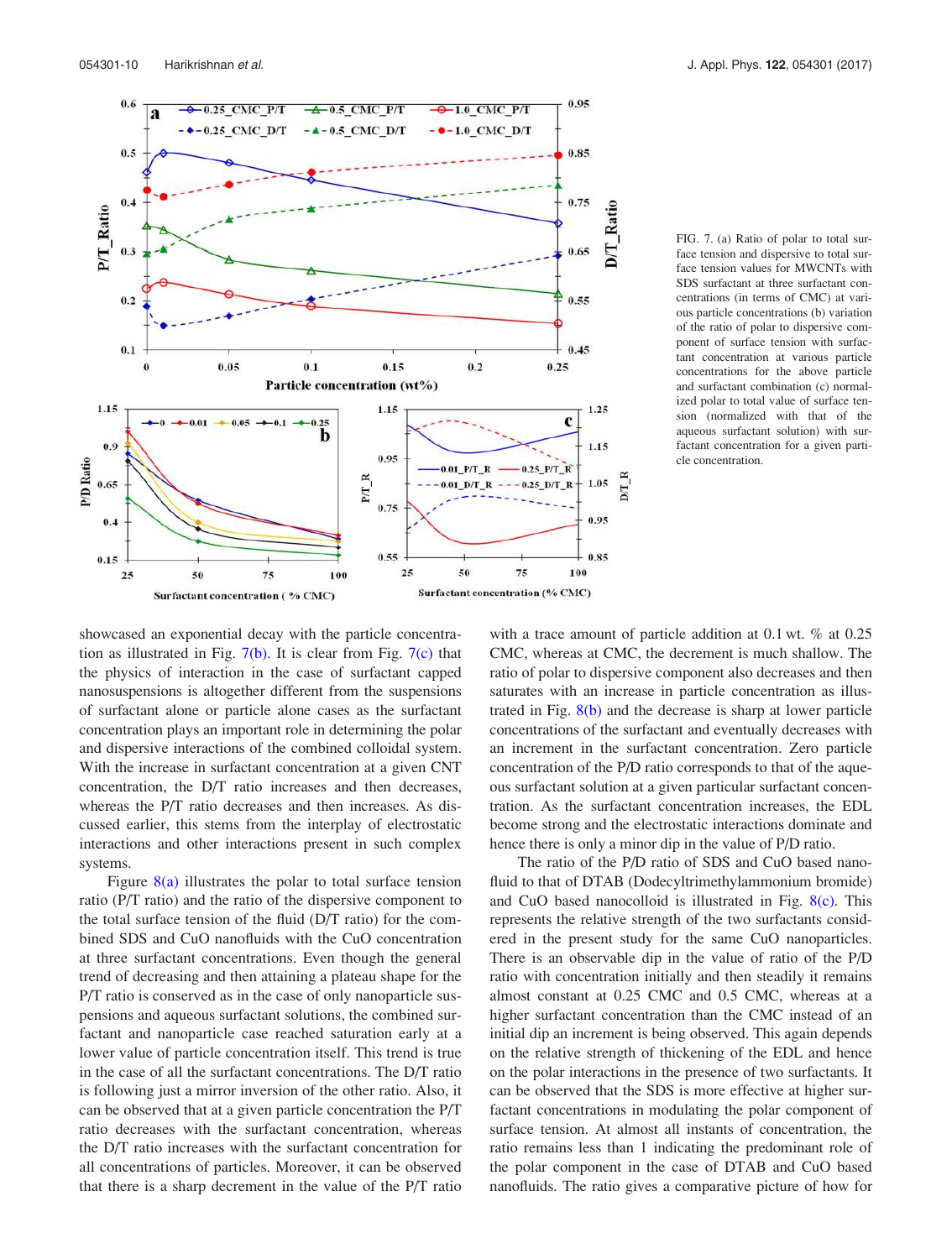(a)

0.25_CMC_P/T
0.5_CMC_P/T
1.0_CMC_P/T
0.25_CMC_D/T
0.5_CMC_D/T
1.0_CMC_D/T

P/T_Ratio
D/T_Ratio
Particle concentration (wt%)

0.6
0.5
0.4
0.3
0.2
0.1

0.95
0.85
0.75
0.65
0.55
0.45

0
0.05
0.1
0.15
0.2
0.25

(b)

0
0.01
0.05
0.1
0.25

P/D Ratio
Surfactant concentration ( % CMC)

1.15
0.9
0.65
0.4
0.15

25
50
75
100

(c)

0.01_P/T_R
0.25_P/T_R
0.01_D/T_R
0.25_D/T_R

P/T_R
D/T_R
Surfactant concentration (% CMC)

1.15
0.95
0.75
0.55

1.25
1.15
1.05
0.95
0.85

25
50
75
100

FIG. 7. (a) Ratio of polar to total surface tension and dispersive to total surface tension values for MWCNTs with SDS surfactant at three surfactant concentrations (in terms of CMC) at various particle concentrations (b) variation of the ratio of polar to dispersive component of surface tension with surfactant concentration at various particle concentrations for the above particle and surfactant combination (c) normalized polar to total value of surface tension (normalized with that of the aqueous surfactant solution) with surfactant concentration for a given particle concentration.

showcased an exponential decay with the particle concentration as illustrated in Fig. 7(b). It is clear from Fig. 7(c) that the physics of interaction in the case of surfactant capped nanosuspensions is altogether different from the suspensions of surfactant alone or particle alone cases as the surfactant concentration plays an important role in determining the polar and dispersive interactions of the combined colloidal system. With the increase in surfactant concentration at a given CNT concentration, the D/T ratio increases and then decreases, whereas the P/T ratio decreases and then increases. As discussed earlier, this stems from the interplay of electrostatic interactions and other interactions present in such complex systems.

Figure 8(a) illustrates the polar to total surface tension ratio (P/T ratio) and the ratio of the dispersive component to the total surface tension of the fluid (D/T ratio) for the combined SDS and CuO nanofluids with the CuO concentration at three surfactant concentrations. Even though the general trend of decreasing and then attaining a plateau shape for the P/T ratio is conserved as in the case of only nanoparticle suspensions and aqueous surfactant solutions, the combined surfactant and nanoparticle case reached saturation early at a lower value of particle concentration itself. This trend is true in the case of all the surfactant concentrations. The D/T ratio is following just a mirror inversion of the other ratio. Also, it can be observed that at a given particle concentration the P/T ratio decreases with the surfactant concentration, whereas the D/T ratio increases with the surfactant concentration for all concentrations of particles. Moreover, it can be observed that there is a sharp decrement in the value of the P/T ratio with a trace amount of particle addition at 0.1 wt. % at 0.25 CMC, whereas at CMC, the decrement is much shallow. The ratio of polar to dispersive component also decreases and then saturates with an increase in particle concentration as illustrated in Fig. 8(b) and the decrease is sharp at lower particle concentrations of the surfactant and eventually decreases with an increment in the surfactant concentration. Zero particle concentration of the P/D ratio corresponds to that of the aqueous surfactant solution at a given particular surfactant concentration. As the surfactant concentration increases, the EDL become strong and the electrostatic interactions dominate and hence there is only a minor dip in the value of P/D ratio.

The ratio of the P/D ratio of SDS and CuO based nanofluid to that of DTAB (Dodecyltrimethylammonium bromide) and CuO based nanocolloid is illustrated in Fig. 8(c). This represents the relative strength of the two surfactants considered in the present study for the same CuO nanoparticles. There is an observable dip in the value of ratio of the P/D ratio with concentration initially and then steadily it remains almost constant at 0.25 CMC and 0.5 CMC, whereas at a higher surfactant concentration than the CMC instead of an initial dip an increment is being observed. This again depends on the relative strength of thickening of the EDL and hence on the polar interactions in the presence of two surfactants. It can be observed that the SDS is more effective at higher surfactant concentrations in modulating the polar component of surface tension. At almost all instants of concentration, the ratio remains less than 1 indicating the predominant role of the polar component in the case of DTAB and CuO based nanofluids. The ratio gives a comparative picture of how for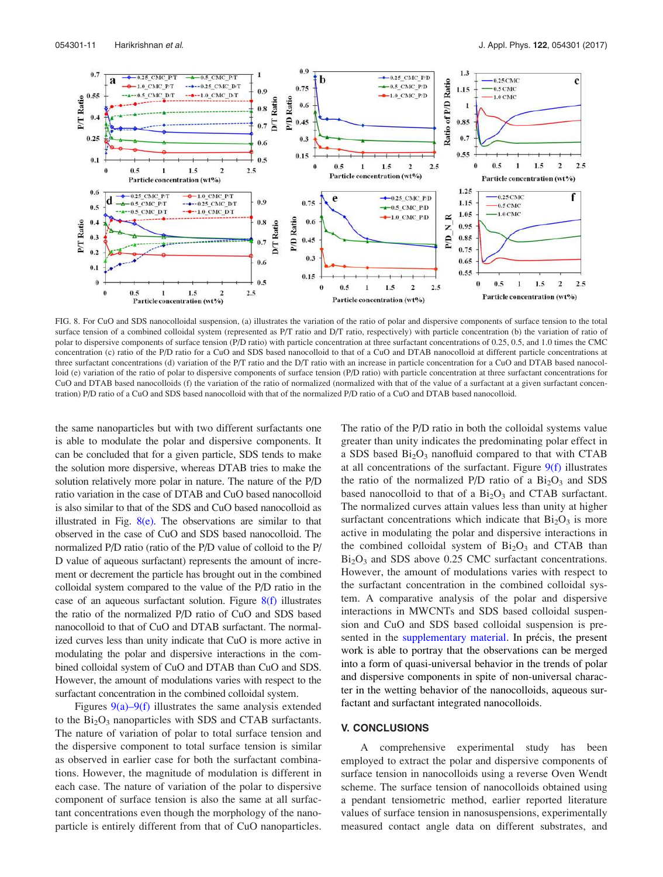FIG. 8. For CuO and SDS nanocolloidal suspension, (a) illustrates the variation of the ratio of polar and dispersive components of surface tension to the total surface tension of a combined colloidal system (represented as P/T ratio and D/T ratio, respectively) with particle concentration (b) the variation of ratio of polar to dispersive components of surface tension (P/D ratio) with particle concentration at three surfactant concentrations of 0.25, 0.5, and 1.0 times the CMC concentration (c) ratio of the P/D ratio for a CuO and SDS based nanocolloid to that of a CuO and DTAB nanocolloid at different particle concentrations at three surfactant concentrations (d) variation of the P/T ratio and the D/T ratio with an increase in particle concentration for a CuO and DTAB based nanocolloid (e) variation of the ratio of polar to dispersive components of surface tension (P/D ratio) with particle concentration at three surfactant concentrations for CuO and DTAB based nanocolloids (f) the variation of ratio of normalized (normalized with that of the value of a surfactant at a given surfactant concentration) P/D ratio of a CuO and SDS based nanocolloid with that of the normalized P/D ratio of a CuO and DTAB based nanocolloid.

the same nanoparticles but with two different surfactants one is able to modulate the polar and dispersive components. It can be concluded that for a given particle, SDS tends to make the solution more dispersive, whereas DTAB tries to make the solution relatively more polar in nature. The nature of the P/D ratio variation in the case of DTAB and CuO based nanocolloid is also similar to that of the SDS and CuO based nanocolloid as illustrated in Fig. 8(e). The observations are similar to that observed in the case of CuO and SDS based nanocolloid. The normalized P/D ratio (ratio of the P/D value of colloid to the P/D value of aqueous surfactant) represents the amount of increment or decrement the particle has brought out in the combined colloidal system compared to the value of the P/D ratio in the case of an aqueous surfactant solution. Figure 8(f) illustrates the ratio of the normalized P/D ratio of CuO and SDS based nanocolloid to that of CuO and DTAB surfactant. The normalized curves less than unity indicate that CuO is more active in modulating the polar and dispersive interactions in the combined colloidal system of CuO and DTAB than CuO and SDS. However, the amount of modulations varies with respect to the surfactant concentration in the combined colloidal system.

Figures 9(a)–9(f) illustrates the same analysis extended to the $Bi_2O_3$ nanoparticles with SDS and CTAB surfactants. The nature of variation of polar to total surface tension and the dispersive component to total surface tension is similar as observed in earlier case for both the surfactant combinations. However, the magnitude of modulation is different in each case. The nature of variation of the polar to dispersive component of surface tension is also the same at all surfactant concentrations even though the morphology of the nanoparticle is entirely different from that of CuO nanoparticles. The ratio of the P/D ratio in both the colloidal systems value greater than unity indicates the predominating polar effect in a SDS based $Bi_2O_3$ nanofluid compared to that with CTAB at all concentrations of the surfactant. Figure 9(f) illustrates the ratio of the normalized P/D ratio of a $Bi_2O_3$ and SDS based nanocolloid to that of a $Bi_2O_3$ and CTAB surfactant. The normalized curves attain values less than unity at higher surfactant concentrations which indicate that $Bi_2O_3$ is more active in modulating the polar and dispersive interactions in the combined colloidal system of $Bi_2O_3$ and CTAB than $Bi_2O_3$ and SDS above 0.25 CMC surfactant concentrations. However, the amount of modulations varies with respect to the surfactant concentration in the combined colloidal system. A comparative analysis of the polar and dispersive interactions in MWCNTs and SDS based colloidal suspension and CuO and SDS based colloidal suspension is presented in the supplementary material. In précis, the present work is able to portray that the observations can be merged into a form of quasi-universal behavior in the trends of polar and dispersive components in spite of non-universal character in the wetting behavior of the nanocolloids, aqueous surfactant and surfactant integrated nanocolloids.

## V. CONCLUSIONS

A comprehensive experimental study has been employed to extract the polar and dispersive components of surface tension in nanocolloids using a reverse Oven Wendt scheme. The surface tension of nanocolloids obtained using a pendant tensiometric method, earlier reported literature values of surface tension in nanosuspensions, experimentally measured contact angle data on different substrates, and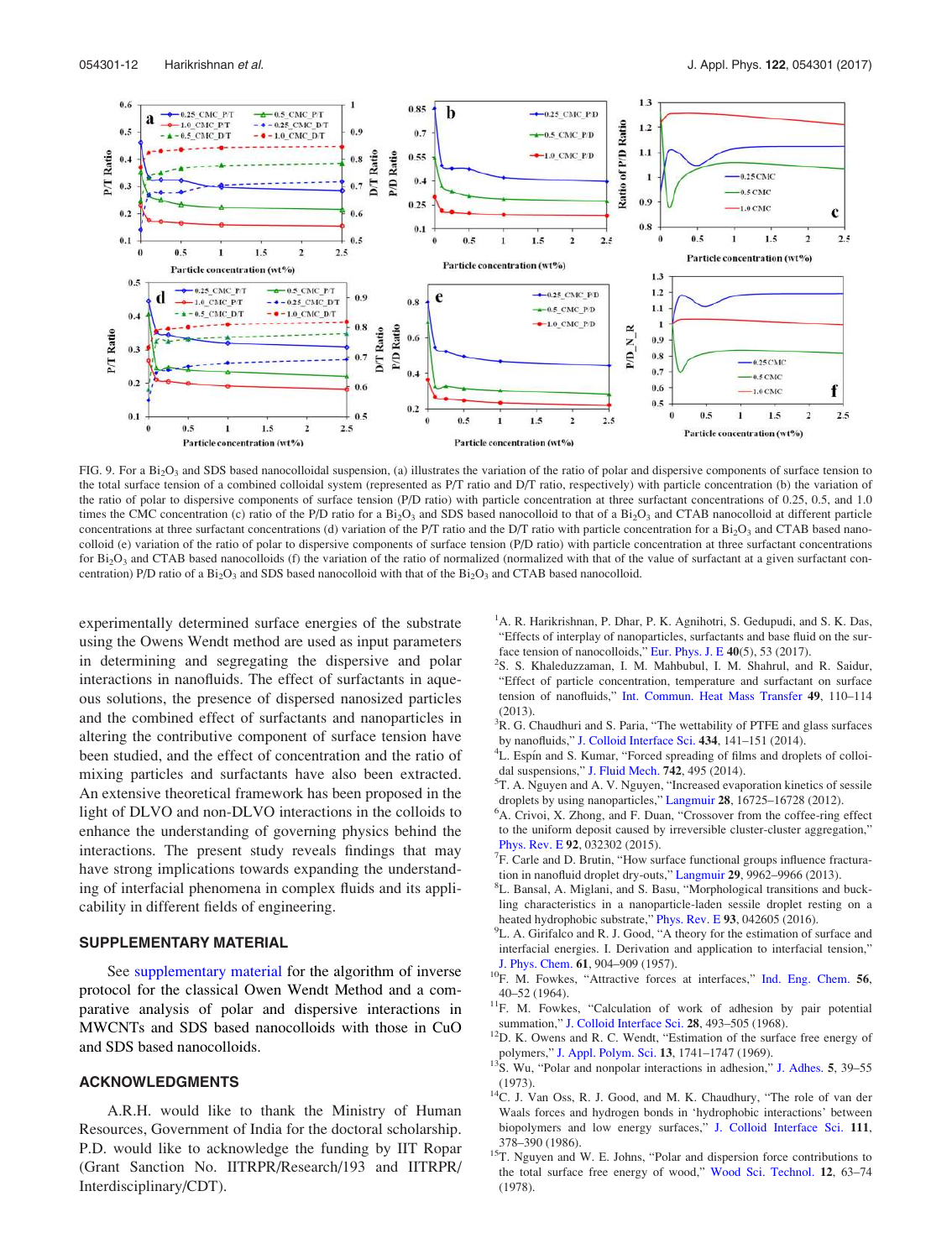a
0.25_CMC_P/T
0.5_CMC_P/T
1.0_CMC_P/T
0.25_CMC_D/T
0.5_CMC_D/T
1.0_CMC_D/T
P/T Ratio
D/T Ratio
Particle concentration (wt%)

b
0.25_CMC_P/D
0.5_CMC_P/D
1.0_CMC_P/D
P/D Ratio
Particle concentration (wt%)

c
0.25CMC
0.5CMC
1.0CMC
Ratio of P/D Ratio
Particle concentration (wt%)

d
0.25_CMC_P/T
0.5_CMC_P/T
1.0_CMC_P/T
0.25_CMC_D/T
0.5_CMC_D/T
1.0_CMC_D/T
P/T Ratio
D/T Ratio
Particle concentration (wt%)

e
0.25_CMC_P/D
0.5_CMC_P/D
1.0_CMC_P/D
P/D Ratio
Particle concentration (wt%)

f
0.25CMC
0.5CMC
1.0CMC
P/D_N_R
Particle concentration (wt%)

FIG. 9. For a $Bi_2O_3$ and SDS based nanocolloidal suspension, (a) illustrates the variation of the ratio of polar and dispersive components of surface tension to the total surface tension of a combined colloidal system (represented as P/T ratio and D/T ratio, respectively) with particle concentration (b) the variation of the ratio of polar to dispersive components of surface tension (P/D ratio) with particle concentration at three surfactant concentrations of 0.25, 0.5, and 1.0 times the CMC concentration (c) ratio of the P/D ratio for a $Bi_2O_3$ and SDS based nanocolloid to that of a $Bi_2O_3$ and CTAB nanocolloid at different particle concentrations at three surfactant concentrations (d) variation of the P/T ratio and the D/T ratio with particle concentration for a $Bi_2O_3$ and CTAB based nanocolloid (e) variation of the ratio of polar to dispersive components of surface tension (P/D ratio) with particle concentration at three surfactant concentrations for $Bi_2O_3$ and CTAB based nanocolloids (f) the variation of the ratio of normalized (normalized with that of the value of surfactant at a given surfactant concentration) P/D ratio of a $Bi_2O_3$ and SDS based nanocolloid with that of the $Bi_2O_3$ and CTAB based nanocolloid.

experimentally determined surface energies of the substrate using the Owens Wendt method are used as input parameters in determining and segregating the dispersive and polar interactions in nanofluids. The effect of surfactants in aqueous solutions, the presence of dispersed nanosized particles and the combined effect of surfactants and nanoparticles in altering the contributive component of surface tension have been studied, and the effect of concentration and the ratio of mixing particles and surfactants have also been extracted. An extensive theoretical framework has been proposed in the light of DLVO and non-DLVO interactions in the colloids to enhance the understanding of governing physics behind the interactions. The present study reveals findings that may have strong implications towards expanding the understanding of interfacial phenomena in complex fluids and its applicability in different fields of engineering.

## SUPPLEMENTARY MATERIAL

See supplementary material for the algorithm of inverse protocol for the classical Owen Wendt Method and a comparative analysis of polar and dispersive interactions in MWCNTs and SDS based nanocolloids with those in CuO and SDS based nanocolloids.

## ACKNOWLEDGMENTS

A.R.H. would like to thank the Ministry of Human Resources, Government of India for the doctoral scholarship. P.D. would like to acknowledge the funding by IIT Ropar (Grant Sanction No. IITRPR/Research/193 and IITRPR/Interdisciplinary/CDT).

[1]A. R. Harikrishnan, P. Dhar, P. K. Agnihotri, S. Gedupudi, and S. K. Das, "Effects of interplay of nanoparticles, surfactants and base fluid on the surface tension of nanocolloids," Eur. Phys. J. E 40(5), 53 (2017).

[2]S. S. Khaleduzzaman, I. M. Mahbubul, I. M. Shahrul, and R. Saidur, "Effect of particle concentration, temperature and surfactant on surface tension of nanofluids," Int. Commun. Heat Mass Transfer 49, 110–114 (2013).

[3]R. G. Chaudhuri and S. Paria, "The wettability of PTFE and glass surfaces by nanofluids," J. Colloid Interface Sci. 434, 141–151 (2014).

[4]L. Espín and S. Kumar, "Forced spreading of films and droplets of colloidal suspensions," J. Fluid Mech. 742, 495 (2014).

[5]T. A. Nguyen and A. V. Nguyen, "Increased evaporation kinetics of sessile droplets by using nanoparticles," Langmuir 28, 16725–16728 (2012).

[6]A. Crivoi, X. Zhong, and F. Duan, "Crossover from the coffee-ring effect to the uniform deposit caused by irreversible cluster-cluster aggregation," Phys. Rev. E 92, 032302 (2015).

[7]F. Carle and D. Brutin, "How surface functional groups influence fracturation in nanofluid droplet dry-outs," Langmuir 29, 9962–9966 (2013).

[8]L. Bansal, A. Miglani, and S. Basu, "Morphological transitions and buckling characteristics in a nanoparticle-laden sessile droplet resting on a heated hydrophobic substrate," Phys. Rev. E 93, 042605 (2016).

[9]L. A. Girifalco and R. J. Good, "A theory for the estimation of surface and interfacial energies. I. Derivation and application to interfacial tension," J. Phys. Chem. 61, 904–909 (1957).

[10]F. M. Fowkes, "Attractive forces at interfaces," Ind. Eng. Chem. 56, 40–52 (1964).

[11]F. M. Fowkes, "Calculation of work of adhesion by pair potential summation," J. Colloid Interface Sci. 28, 493–505 (1968).

[12]D. K. Owens and R. C. Wendt, "Estimation of the surface free energy of polymers," J. Appl. Polym. Sci. 13, 1741–1747 (1969).

[13]S. Wu, "Polar and nonpolar interactions in adhesion," J. Adhes. 5, 39–55 (1973).

[14]C. J. Van Oss, R. J. Good, and M. K. Chaudhury, "The role of van der Waals forces and hydrogen bonds in 'hydrophobic interactions' between biopolymers and low energy surfaces," J. Colloid Interface Sci. 111, 378–390 (1986).

[15]T. Nguyen and W. E. Johns, "Polar and dispersion force contributions to the total surface free energy of wood," Wood Sci. Technol. 12, 63–74 (1978).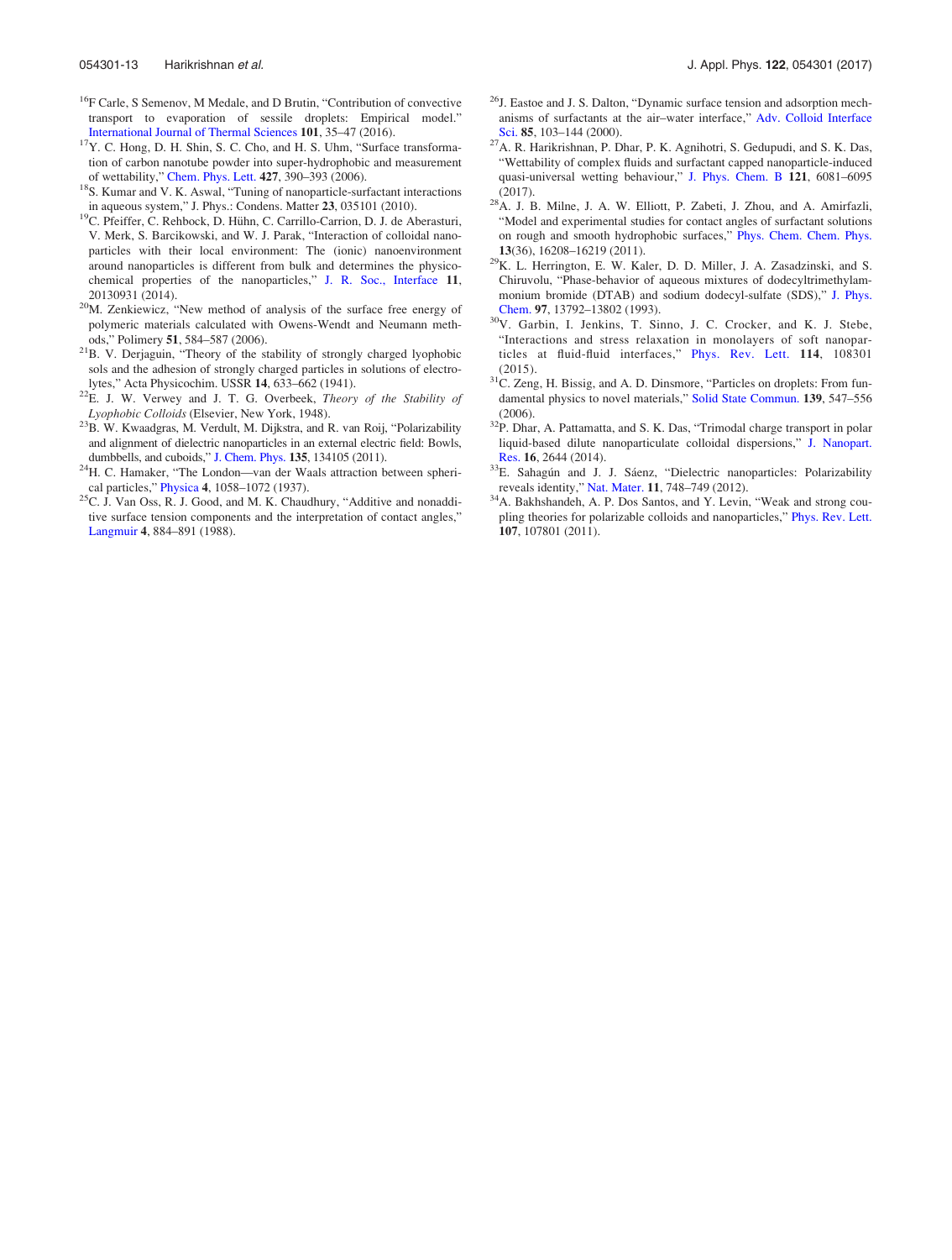[16]F Carle, S Semenov, M Medale, and D Brutin, "Contribution of convective transport to evaporation of sessile droplets: Empirical model." International Journal of Thermal Sciences **101**, 35–47 (2016).

[17]Y. C. Hong, D. H. Shin, S. C. Cho, and H. S. Uhm, "Surface transformation of carbon nanotube powder into super-hydrophobic and measurement of wettability," Chem. Phys. Lett. **427**, 390–393 (2006).

[18]S. Kumar and V. K. Aswal, "Tuning of nanoparticle-surfactant interactions in aqueous system," J. Phys.: Condens. Matter **23**, 035101 (2010).

[19]C. Pfeiffer, C. Rehbock, D. Hühn, C. Carrillo-Carrion, D. J. de Aberasturi, V. Merk, S. Barcikowski, and W. J. Parak, "Interaction of colloidal nanoparticles with their local environment: The (ionic) nanoenvironment around nanoparticles is different from bulk and determines the physico-chemical properties of the nanoparticles," J. R. Soc., Interface **11**, 20130931 (2014).

[20]M. Zenkiewicz, "New method of analysis of the surface free energy of polymeric materials calculated with Owens-Wendt and Neumann methods," Polimery **51**, 584–587 (2006).

[21]B. V. Derjaguin, "Theory of the stability of strongly charged lyophobic sols and the adhesion of strongly charged particles in solutions of electrolytes," Acta Physicochim. USSR **14**, 633–662 (1941).

[22]E. J. W. Verwey and J. T. G. Overbeek, *Theory of the Stability of Lyophobic Colloids* (Elsevier, New York, 1948).

[23]B. W. Kwaadgras, M. Verdult, M. Dijkstra, and R. van Roij, "Polarizability and alignment of dielectric nanoparticles in an external electric field: Bowls, dumbbells, and cuboids," J. Chem. Phys. **135**, 134105 (2011).

[24]H. C. Hamaker, "The London—van der Waals attraction between spherical particles," Physica **4**, 1058–1072 (1937).

[25]C. J. Van Oss, R. J. Good, and M. K. Chaudhury, "Additive and nonadditive surface tension components and the interpretation of contact angles," Langmuir **4**, 884–891 (1988).

[26]J. Eastoe and J. S. Dalton, "Dynamic surface tension and adsorption mechanisms of surfactants at the air–water interface," Adv. Colloid Interface Sci. **85**, 103–144 (2000).

[27]A. R. Harikrishnan, P. Dhar, P. K. Agnihotri, S. Gedupudi, and S. K. Das, "Wettability of complex fluids and surfactant capped nanoparticle-induced quasi-universal wetting behaviour," J. Phys. Chem. B **121**, 6081–6095 (2017).

[28]A. J. B. Milne, J. A. W. Elliott, P. Zabeti, J. Zhou, and A. Amirfazli, "Model and experimental studies for contact angles of surfactant solutions on rough and smooth hydrophobic surfaces," Phys. Chem. Chem. Phys. **13**(36), 16208–16219 (2011).

[29]K. L. Herrington, E. W. Kaler, D. D. Miller, J. A. Zasadzinski, and S. Chiruvolu, "Phase-behavior of aqueous mixtures of dodecyltrimethylammonium bromide (DTAB) and sodium dodecyl-sulfate (SDS)," J. Phys. Chem. **97**, 13792–13802 (1993).

[30]V. Garbin, I. Jenkins, T. Sinno, J. C. Crocker, and K. J. Stebe, "Interactions and stress relaxation in monolayers of soft nanoparticles at fluid-fluid interfaces," Phys. Rev. Lett. **114**, 108301 (2015).

[31]C. Zeng, H. Bissig, and A. D. Dinsmore, "Particles on droplets: From fundamental physics to novel materials," Solid State Commun. **139**, 547–556 (2006).

[32]P. Dhar, A. Pattamatta, and S. K. Das, "Trimodal charge transport in polar liquid-based dilute nanoparticulate colloidal dispersions," J. Nanopart. Res. **16**, 2644 (2014).

[33]E. Sahagún and J. J. Sáenz, "Dielectric nanoparticles: Polarizability reveals identity," Nat. Mater. **11**, 748–749 (2012).

[34]A. Bakhshandeh, A. P. Dos Santos, and Y. Levin, "Weak and strong coupling theories for polarizable colloids and nanoparticles," Phys. Rev. Lett. **107**, 107801 (2011).